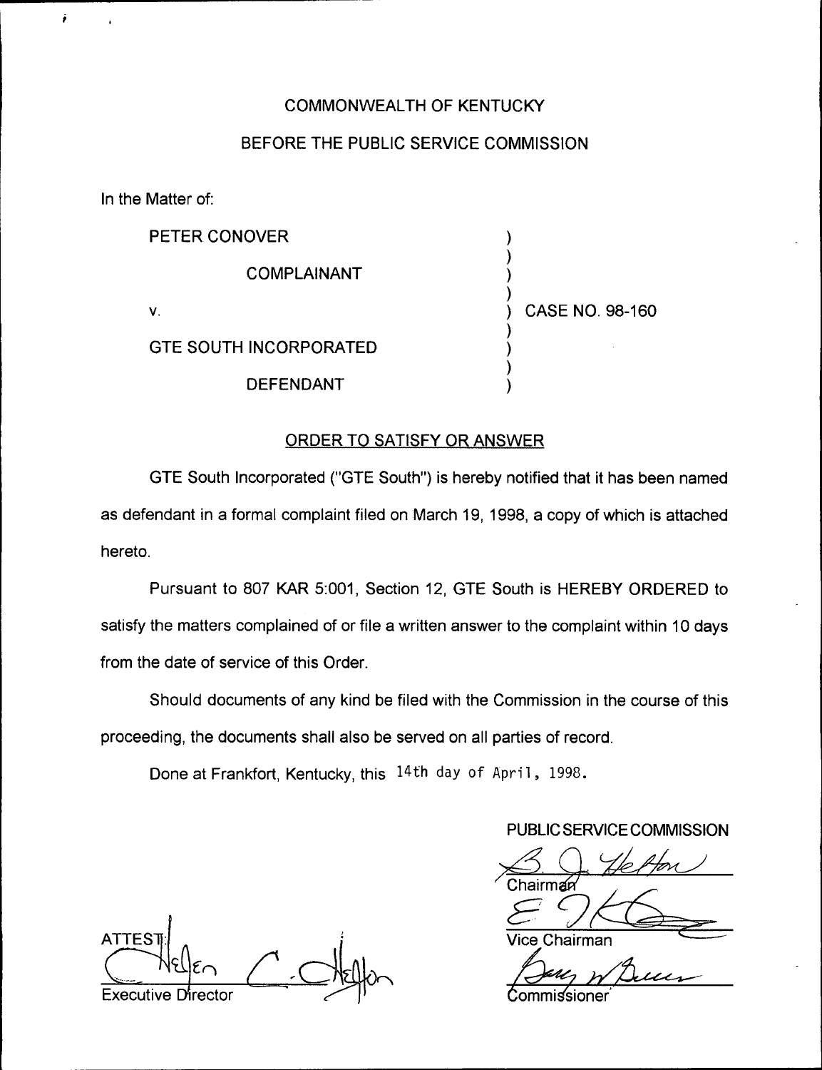COMMONWEALTH OF KENTUCKY

BEFORE THE PUBLIC SERVICE COMMISSION

In the Matter of:

| | |
|---|---|
| PETER CONOVER | ) |
| COMPLAINANT | ) |
| v. | ) CASE NO. 98-160 |
| GTE SOUTH INCORPORATED | ) |
| DEFENDANT | ) |

ORDER TO SATISFY OR ANSWER

GTE South Incorporated ("GTE South") is hereby notified that it has been named as defendant in a formal complaint filed on March 19, 1998, a copy of which is attached hereto.

Pursuant to 807 KAR 5:001, Section 12, GTE South is HEREBY ORDERED to satisfy the matters complained of or file a written answer to the complaint within 10 days from the date of service of this Order.

Should documents of any kind be filed with the Commission in the course of this proceeding, the documents shall also be served on all parties of record.

Done at Frankfort, Kentucky, this 14th day of April, 1998.

PUBLIC SERVICE COMMISSION

Chairman

Vice Chairman

Commissioner

ATTEST:

Executive Director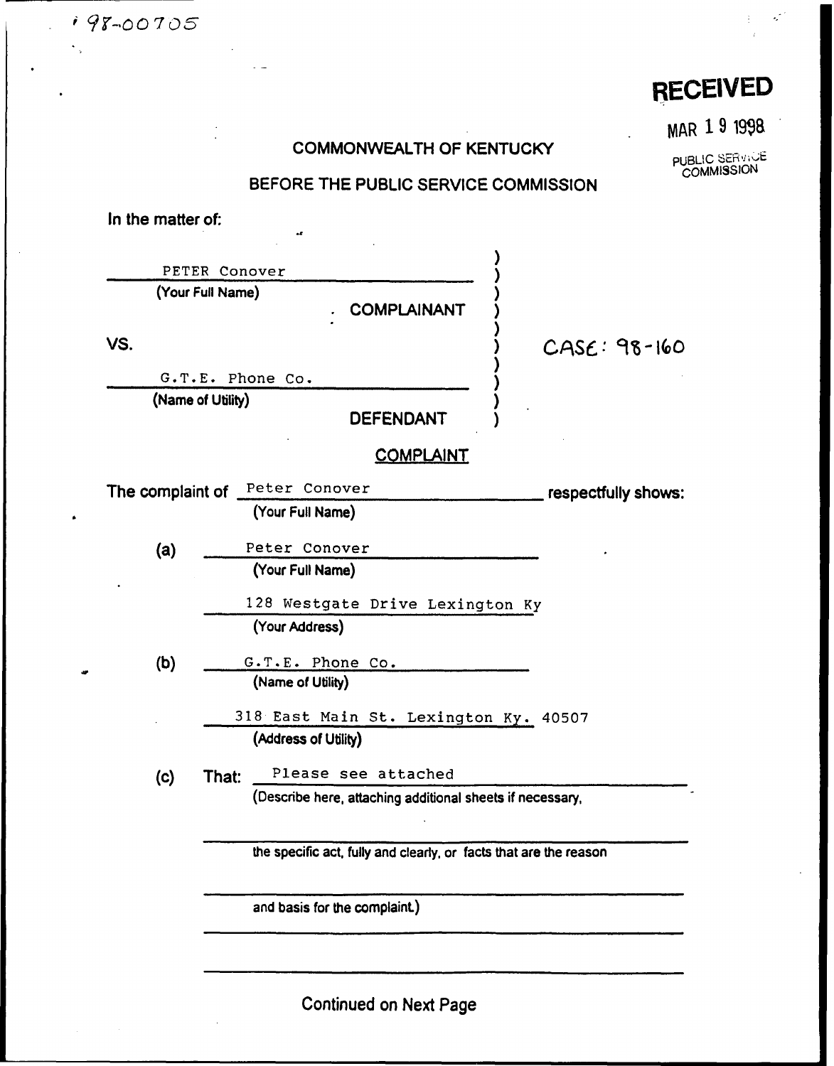98-00705

**RECEIVED**

MAR 19 1998

PUBLIC SERVICE COMMISSION

COMMONWEALTH OF KENTUCKY

BEFORE THE PUBLIC SERVICE COMMISSION

In the matter of:

PETER Conover
(Your Full Name)

COMPLAINANT

VS.

CASE: 98-160

G.T.E. Phone Co.
(Name of Utility)

DEFENDANT

## COMPLAINT

The complaint of Peter Conover (Your Full Name) respectfully shows:

(a) Peter Conover
(Your Full Name)

128 Westgate Drive Lexington Ky
(Your Address)

(b) G.T.E. Phone Co.
(Name of Utility)

318 East Main St. Lexington Ky. 40507
(Address of Utility)

(c) That: Please see attached
(Describe here, attaching additional sheets if necessary, the specific act, fully and clearly, or facts that are the reason and basis for the complaint.)

Continued on Next Page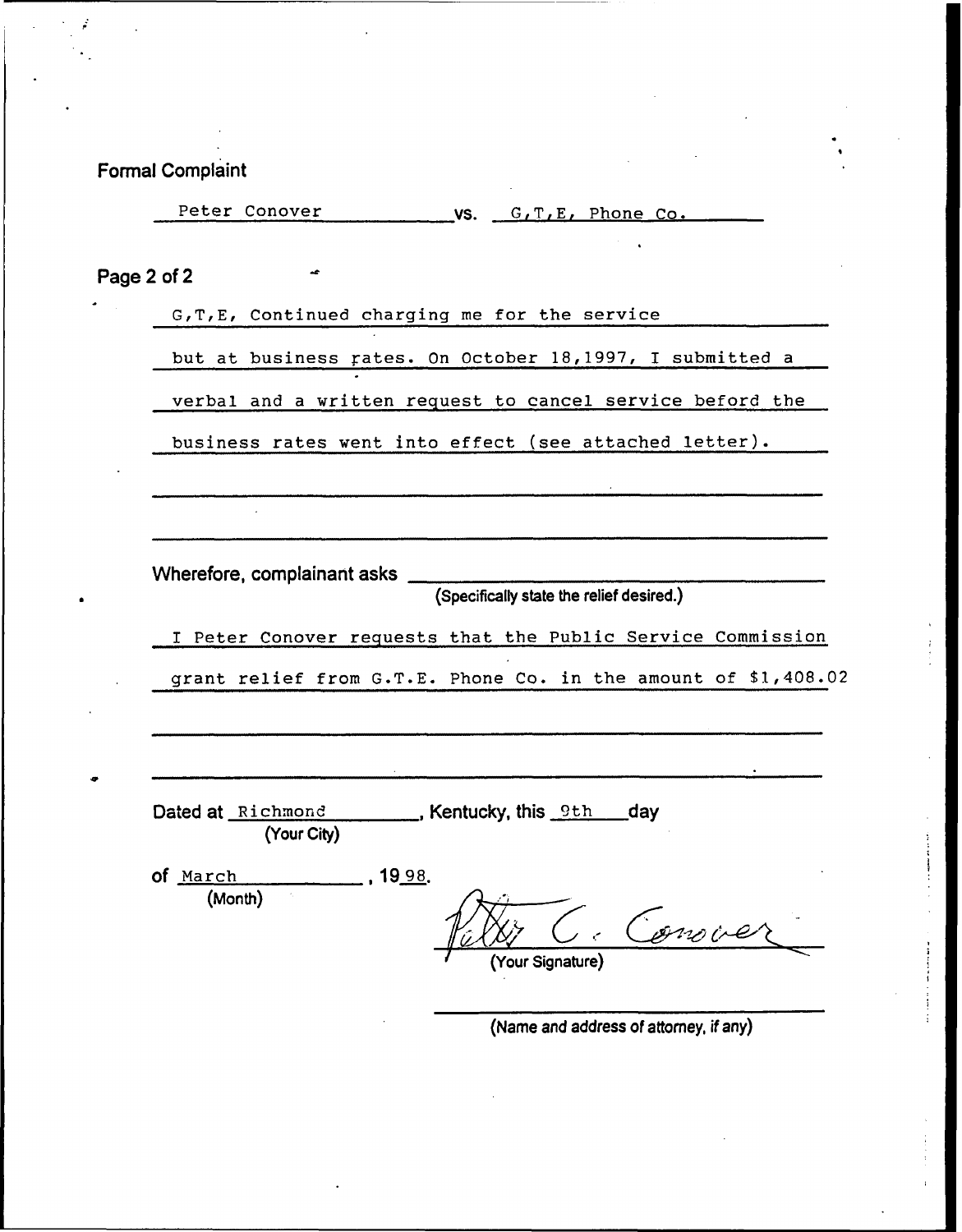## Formal Complaint

Peter Conover vs. G,T,E, Phone Co.

**Page 2 of 2**

G,T,E, Continued charging me for the service but at business rates. On October 18,1997, I submitted a verbal and a written request to cancel service beford the business rates went into effect (see attached letter).

Wherefore, complainant asks ______________________
(Specifically state the relief desired.)

I Peter Conover requests that the Public Service Commission grant relief from G.T.E. Phone Co. in the amount of $1,408.02

Dated at Richmond (Your City), Kentucky, this 9th day

of March (Month), 1998.

Peter C. Conover
(Your Signature)

______________________
(Name and address of attorney, if any)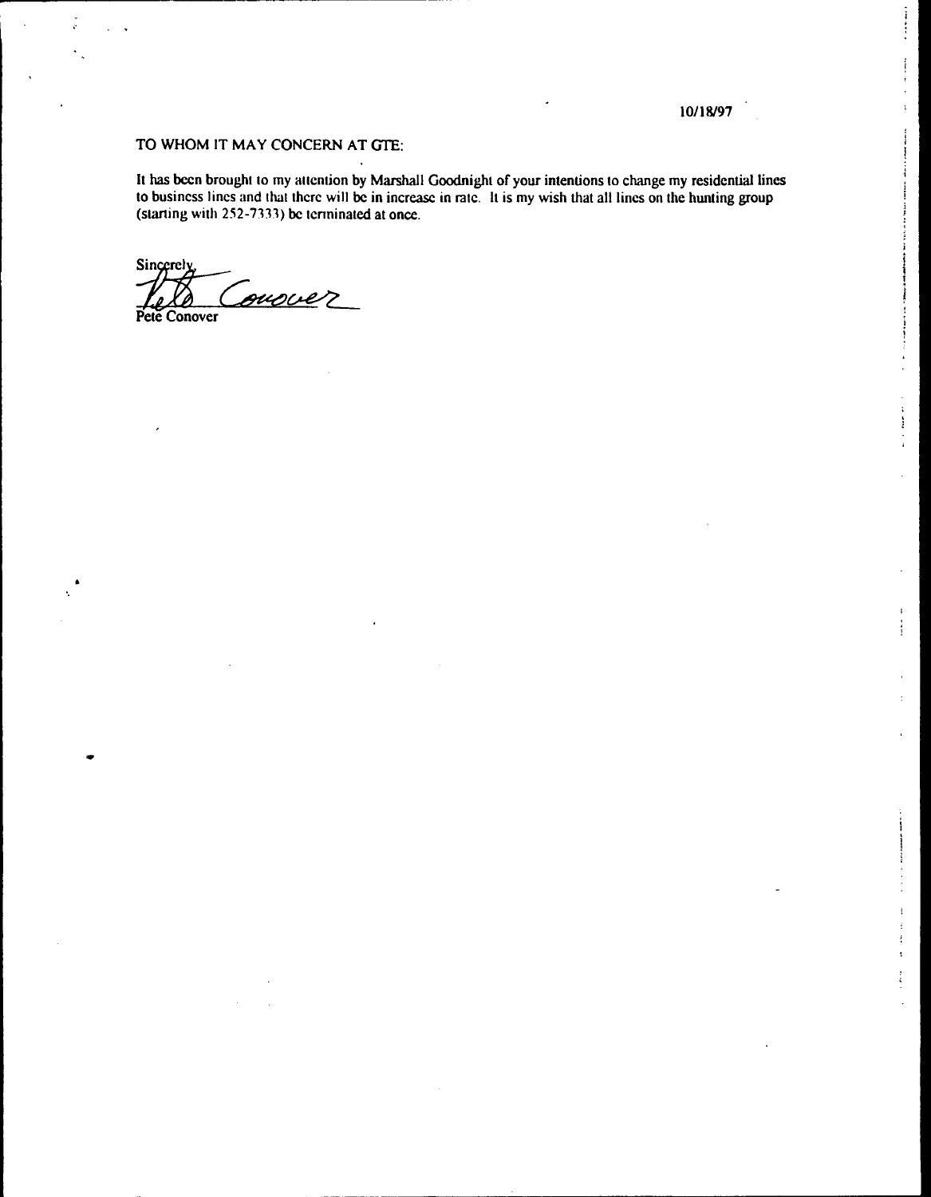10/18/97

TO WHOM IT MAY CONCERN AT GTE:

It has been brought to my attention by Marshall Goodnight of your intentions to change my residential lines to business lines and that there will be in increase in rate. It is my wish that all lines on the hunting group (starting with 252-7333) be terminated at once.

Sincerely,

Pete Conover

Pete Conover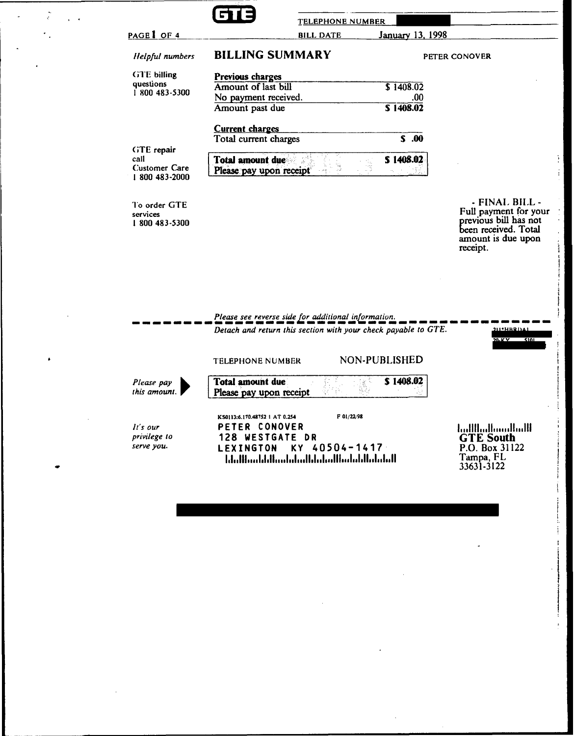GTE

TELEPHONE NUMBER

BILL DATE January 13, 1998

PAGE 1 OF 4

## BILLING SUMMARY

PETER CONOVER

*Helpful numbers*

GTE billing questions
1 800 483-5300

GTE repair call
Customer Care
1 800 483-2000

To order GTE services
1 800 483-5300

| | |
|---|---|
| **Previous charges** | |
| Amount of last bill | $ 1408.02 |
| No payment received. | .00 |
| Amount past due | $ 1408.02 |
| **Current charges** | |
| Total current charges | $ .00 |
| **Total amount due** | **$ 1408.02** |
| Please pay upon receipt | |

- FINAL BILL -
Full payment for your previous bill has not been received. Total amount is due upon receipt.

*Please see reverse side for additional information.*

*Detach and return this section with your check payable to GTE.*

TELEPHONE NUMBER NON-PUBLISHED

*Please pay this amount.*

| | |
|---|---|
| **Total amount due** | **$ 1408.02** |
| Please pay upon receipt | |

KS0113:6.170.48752 1 AT 0.254 F 01/22/98

*It's our privilege to serve you.*

PETER CONOVER
128 WESTGATE DR
LEXINGTON KY 40504-1417

**GTE South**
P.O. Box 31122
Tampa, FL
33631-3122